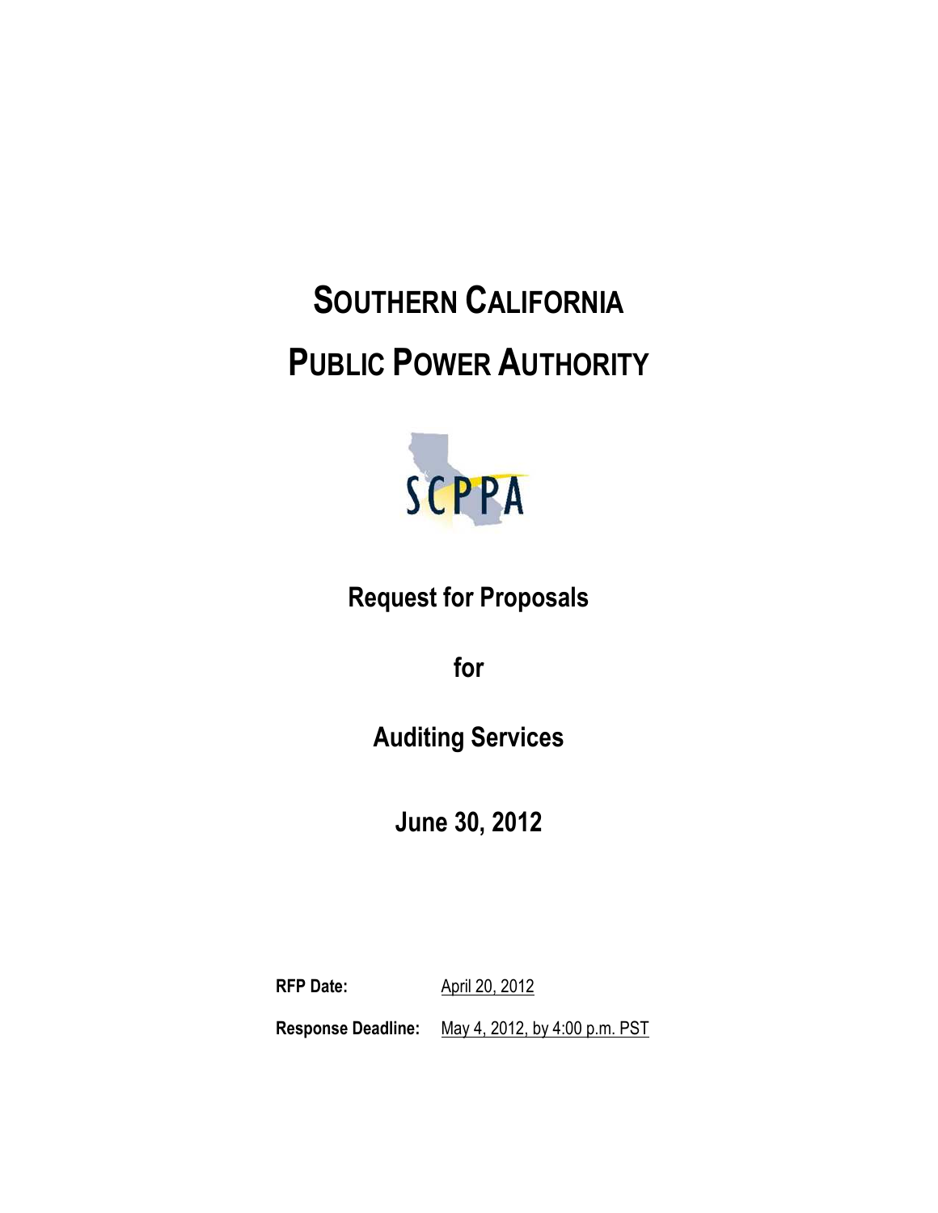# SOUTHERN CALIFORNIA PUBLIC POWER AUTHORITY

SCPPA

## Request for Proposals

## for

## Auditing Services

## June 30, 2012

**RFP Date:** April 20, 2012

**Response Deadline:** May 4, 2012, by 4:00 p.m. PST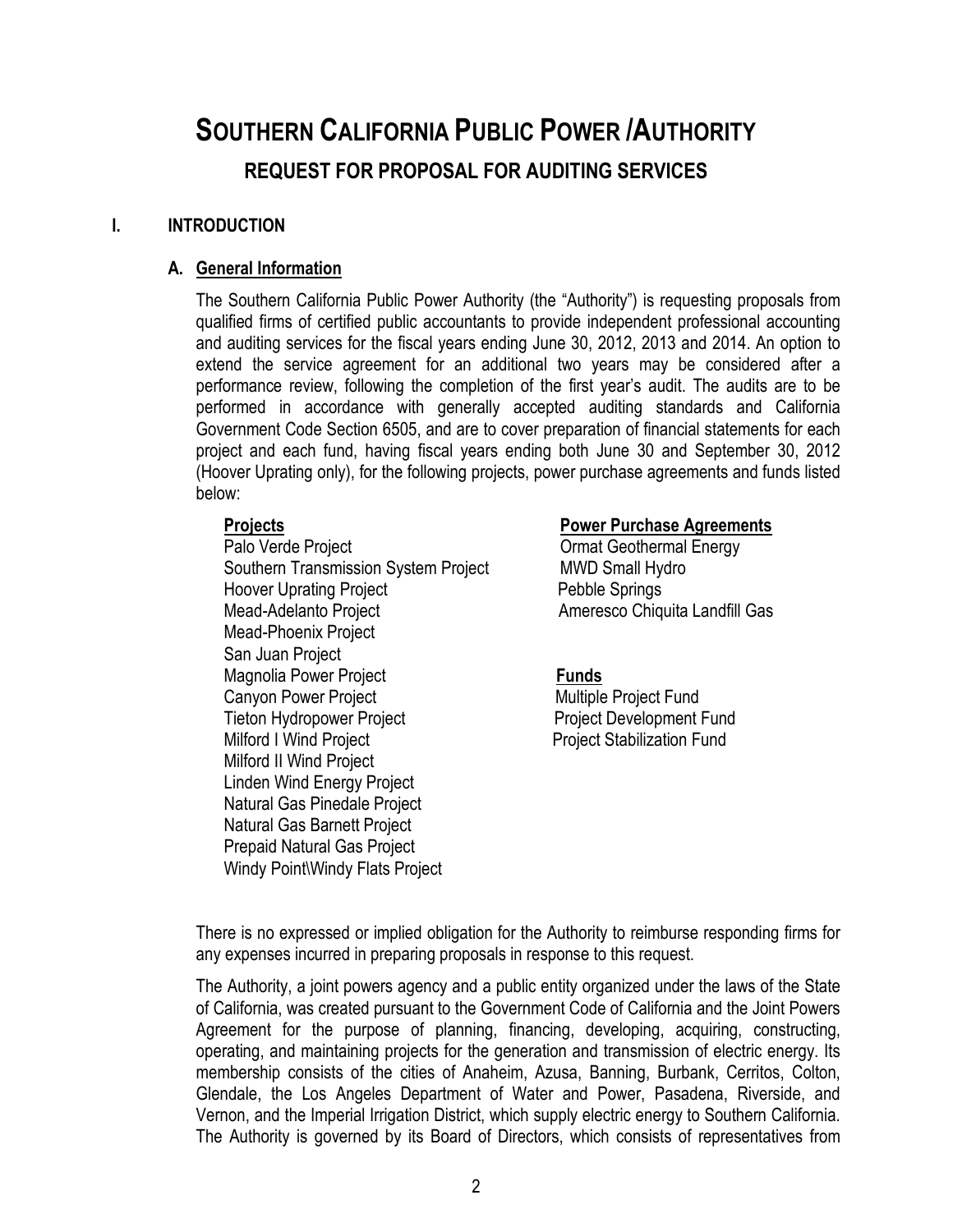# SOUTHERN CALIFORNIA PUBLIC POWER /AUTHORITY

## REQUEST FOR PROPOSAL FOR AUDITING SERVICES

### I. INTRODUCTION

#### A. General Information

The Southern California Public Power Authority (the "Authority") is requesting proposals from qualified firms of certified public accountants to provide independent professional accounting and auditing services for the fiscal years ending June 30, 2012, 2013 and 2014. An option to extend the service agreement for an additional two years may be considered after a performance review, following the completion of the first year's audit. The audits are to be performed in accordance with generally accepted auditing standards and California Government Code Section 6505, and are to cover preparation of financial statements for each project and each fund, having fiscal years ending both June 30 and September 30, 2012 (Hoover Uprating only), for the following projects, power purchase agreements and funds listed below:

**Projects**

Palo Verde Project
Southern Transmission System Project
Hoover Uprating Project
Mead-Adelanto Project
Mead-Phoenix Project
San Juan Project
Magnolia Power Project
Canyon Power Project
Tieton Hydropower Project
Milford I Wind Project
Milford II Wind Project
Linden Wind Energy Project
Natural Gas Pinedale Project
Natural Gas Barnett Project
Prepaid Natural Gas Project
Windy Point\Windy Flats Project

**Power Purchase Agreements**

Ormat Geothermal Energy
MWD Small Hydro
Pebble Springs
Ameresco Chiquita Landfill Gas

**Funds**

Multiple Project Fund
Project Development Fund
Project Stabilization Fund

There is no expressed or implied obligation for the Authority to reimburse responding firms for any expenses incurred in preparing proposals in response to this request.

The Authority, a joint powers agency and a public entity organized under the laws of the State of California, was created pursuant to the Government Code of California and the Joint Powers Agreement for the purpose of planning, financing, developing, acquiring, constructing, operating, and maintaining projects for the generation and transmission of electric energy. Its membership consists of the cities of Anaheim, Azusa, Banning, Burbank, Cerritos, Colton, Glendale, the Los Angeles Department of Water and Power, Pasadena, Riverside, and Vernon, and the Imperial Irrigation District, which supply electric energy to Southern California. The Authority is governed by its Board of Directors, which consists of representatives from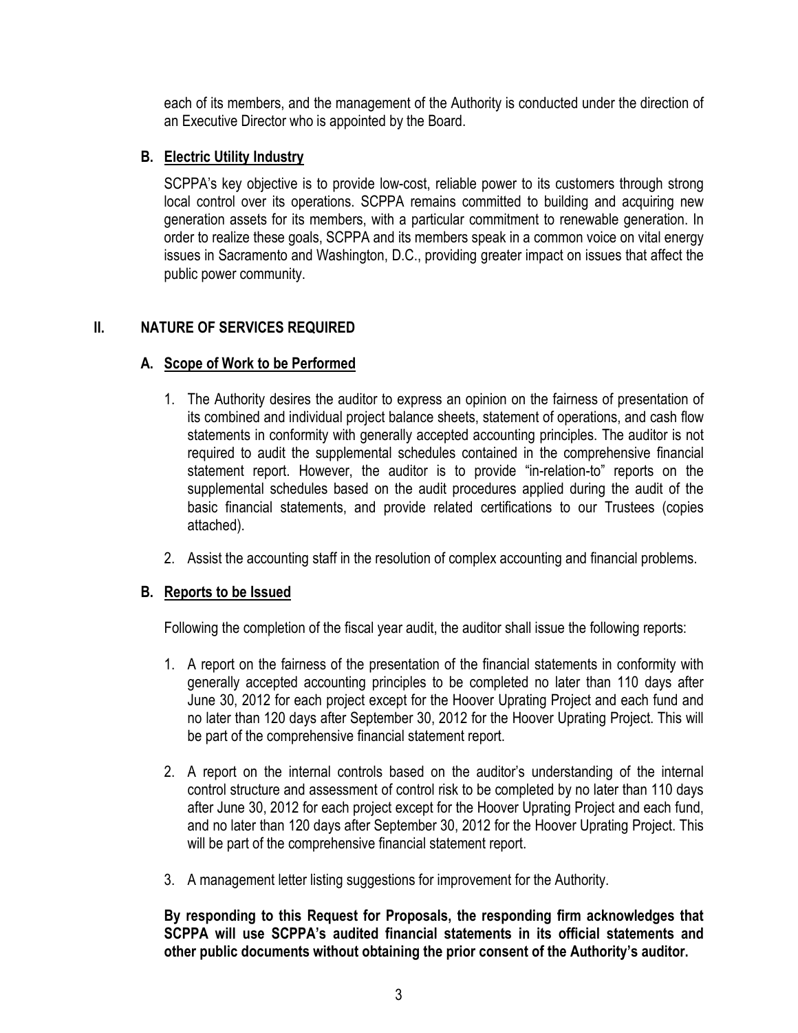each of its members, and the management of the Authority is conducted under the direction of an Executive Director who is appointed by the Board.

### B. Electric Utility Industry

SCPPA's key objective is to provide low-cost, reliable power to its customers through strong local control over its operations. SCPPA remains committed to building and acquiring new generation assets for its members, with a particular commitment to renewable generation. In order to realize these goals, SCPPA and its members speak in a common voice on vital energy issues in Sacramento and Washington, D.C., providing greater impact on issues that affect the public power community.

## II. NATURE OF SERVICES REQUIRED

### A. Scope of Work to be Performed

1. The Authority desires the auditor to express an opinion on the fairness of presentation of its combined and individual project balance sheets, statement of operations, and cash flow statements in conformity with generally accepted accounting principles. The auditor is not required to audit the supplemental schedules contained in the comprehensive financial statement report. However, the auditor is to provide "in-relation-to" reports on the supplemental schedules based on the audit procedures applied during the audit of the basic financial statements, and provide related certifications to our Trustees (copies attached).
2. Assist the accounting staff in the resolution of complex accounting and financial problems.

### B. Reports to be Issued

Following the completion of the fiscal year audit, the auditor shall issue the following reports:

1. A report on the fairness of the presentation of the financial statements in conformity with generally accepted accounting principles to be completed no later than 110 days after June 30, 2012 for each project except for the Hoover Uprating Project and each fund and no later than 120 days after September 30, 2012 for the Hoover Uprating Project. This will be part of the comprehensive financial statement report.
2. A report on the internal controls based on the auditor's understanding of the internal control structure and assessment of control risk to be completed by no later than 110 days after June 30, 2012 for each project except for the Hoover Uprating Project and each fund, and no later than 120 days after September 30, 2012 for the Hoover Uprating Project. This will be part of the comprehensive financial statement report.
3. A management letter listing suggestions for improvement for the Authority.

**By responding to this Request for Proposals, the responding firm acknowledges that SCPPA will use SCPPA's audited financial statements in its official statements and other public documents without obtaining the prior consent of the Authority's auditor.**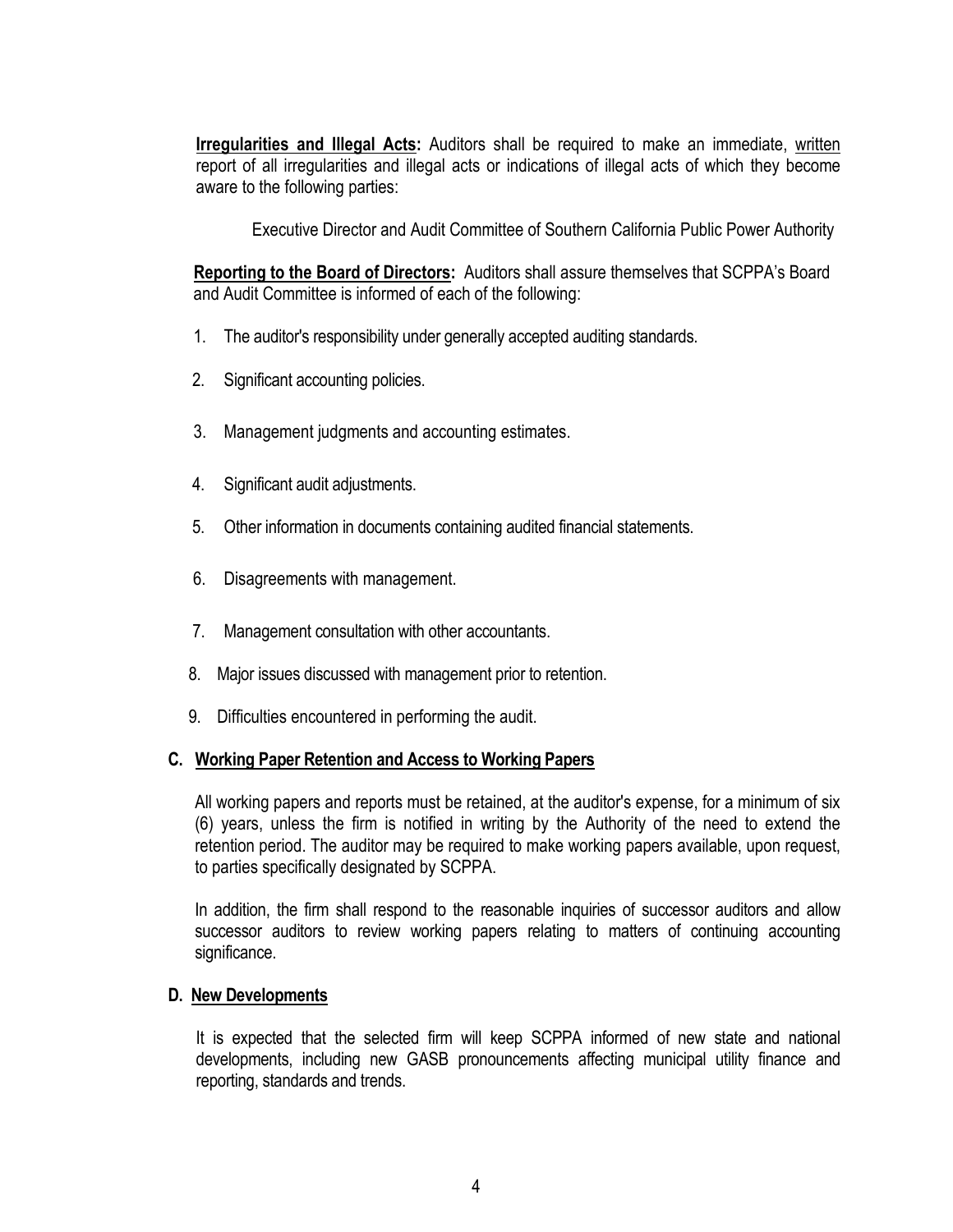**Irregularities and Illegal Acts:** Auditors shall be required to make an immediate, <u>written</u> report of all irregularities and illegal acts or indications of illegal acts of which they become aware to the following parties:

Executive Director and Audit Committee of Southern California Public Power Authority

**Reporting to the Board of Directors:** Auditors shall assure themselves that SCPPA's Board and Audit Committee is informed of each of the following:

1. The auditor's responsibility under generally accepted auditing standards.
2. Significant accounting policies.
3. Management judgments and accounting estimates.
4. Significant audit adjustments.
5. Other information in documents containing audited financial statements.
6. Disagreements with management.
7. Management consultation with other accountants.
8. Major issues discussed with management prior to retention.
9. Difficulties encountered in performing the audit.

### C. Working Paper Retention and Access to Working Papers

All working papers and reports must be retained, at the auditor's expense, for a minimum of six (6) years, unless the firm is notified in writing by the Authority of the need to extend the retention period. The auditor may be required to make working papers available, upon request, to parties specifically designated by SCPPA.

In addition, the firm shall respond to the reasonable inquiries of successor auditors and allow successor auditors to review working papers relating to matters of continuing accounting significance.

### D. New Developments

It is expected that the selected firm will keep SCPPA informed of new state and national developments, including new GASB pronouncements affecting municipal utility finance and reporting, standards and trends.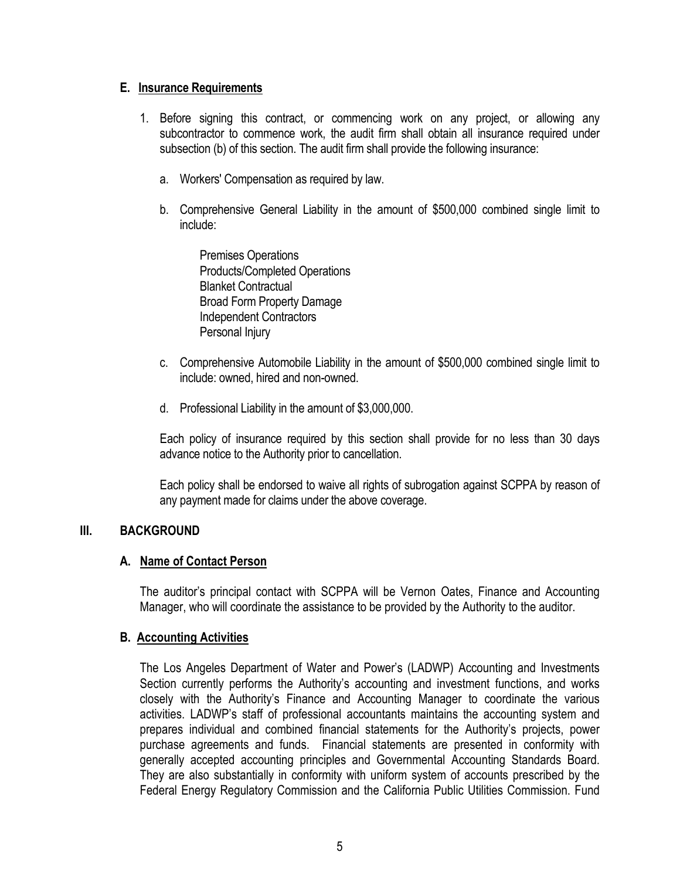### E. Insurance Requirements

1. Before signing this contract, or commencing work on any project, or allowing any subcontractor to commence work, the audit firm shall obtain all insurance required under subsection (b) of this section. The audit firm shall provide the following insurance:

   a. Workers' Compensation as required by law.

   b. Comprehensive General Liability in the amount of $500,000 combined single limit to include:

      Premises Operations
      Products/Completed Operations
      Blanket Contractual
      Broad Form Property Damage
      Independent Contractors
      Personal Injury

   c. Comprehensive Automobile Liability in the amount of $500,000 combined single limit to include: owned, hired and non-owned.

   d. Professional Liability in the amount of $3,000,000.

   Each policy of insurance required by this section shall provide for no less than 30 days advance notice to the Authority prior to cancellation.

   Each policy shall be endorsed to waive all rights of subrogation against SCPPA by reason of any payment made for claims under the above coverage.

## III. BACKGROUND

### A. Name of Contact Person

The auditor's principal contact with SCPPA will be Vernon Oates, Finance and Accounting Manager, who will coordinate the assistance to be provided by the Authority to the auditor.

### B. Accounting Activities

The Los Angeles Department of Water and Power's (LADWP) Accounting and Investments Section currently performs the Authority's accounting and investment functions, and works closely with the Authority's Finance and Accounting Manager to coordinate the various activities. LADWP's staff of professional accountants maintains the accounting system and prepares individual and combined financial statements for the Authority's projects, power purchase agreements and funds. Financial statements are presented in conformity with generally accepted accounting principles and Governmental Accounting Standards Board. They are also substantially in conformity with uniform system of accounts prescribed by the Federal Energy Regulatory Commission and the California Public Utilities Commission. Fund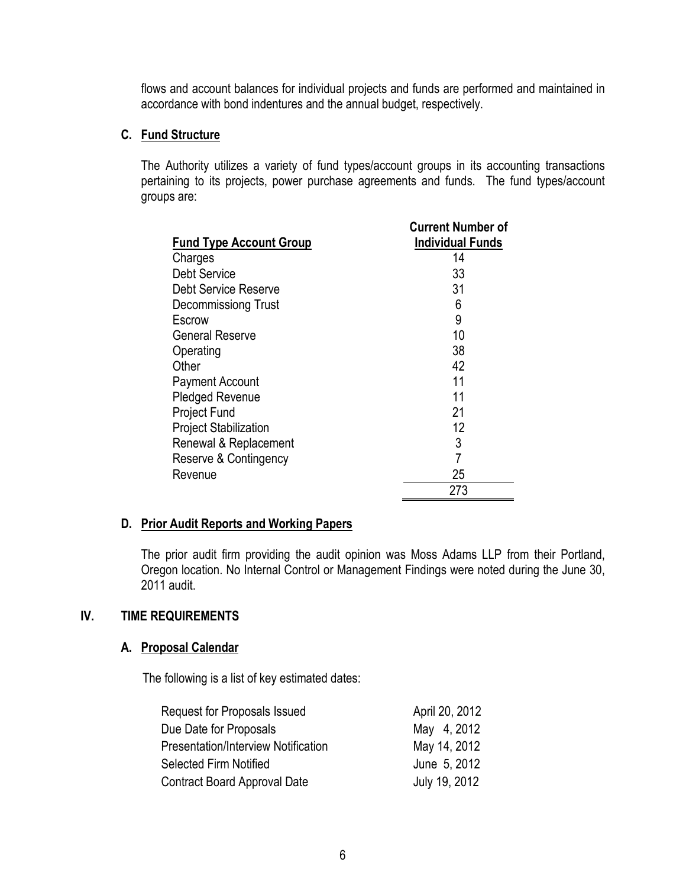flows and account balances for individual projects and funds are performed and maintained in accordance with bond indentures and the annual budget, respectively.

### C. Fund Structure

The Authority utilizes a variety of fund types/account groups in its accounting transactions pertaining to its projects, power purchase agreements and funds. The fund types/account groups are:

| Fund Type Account Group | Current Number of Individual Funds |
|---|---|
| Charges | 14 |
| Debt Service | 33 |
| Debt Service Reserve | 31 |
| Decommissiong Trust | 6 |
| Escrow | 9 |
| General Reserve | 10 |
| Operating | 38 |
| Other | 42 |
| Payment Account | 11 |
| Pledged Revenue | 11 |
| Project Fund | 21 |
| Project Stabilization | 12 |
| Renewal & Replacement | 3 |
| Reserve & Contingency | 7 |
| Revenue | 25 |
| | 273 |

### D. Prior Audit Reports and Working Papers

The prior audit firm providing the audit opinion was Moss Adams LLP from their Portland, Oregon location. No Internal Control or Management Findings were noted during the June 30, 2011 audit.

## IV. TIME REQUIREMENTS

### A. Proposal Calendar

The following is a list of key estimated dates:

| | |
|---|---|
| Request for Proposals Issued | April 20, 2012 |
| Due Date for Proposals | May 4, 2012 |
| Presentation/Interview Notification | May 14, 2012 |
| Selected Firm Notified | June 5, 2012 |
| Contract Board Approval Date | July 19, 2012 |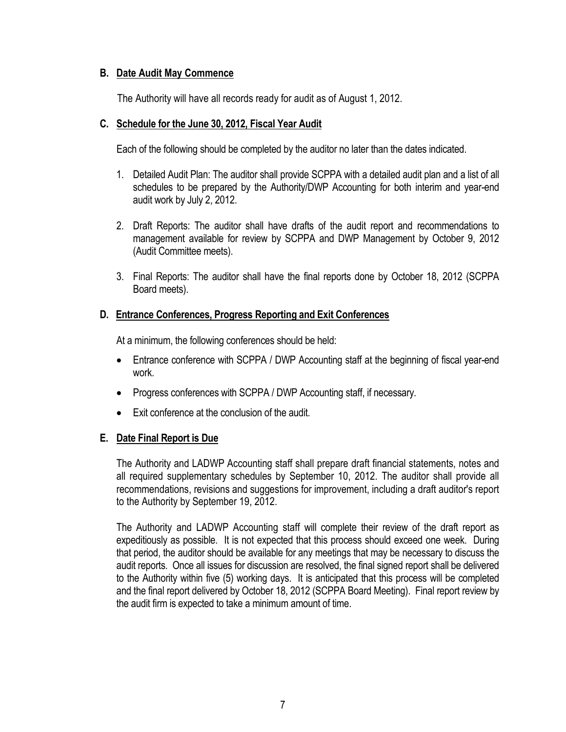### B. Date Audit May Commence

The Authority will have all records ready for audit as of August 1, 2012.

### C. Schedule for the June 30, 2012, Fiscal Year Audit

Each of the following should be completed by the auditor no later than the dates indicated.

1. Detailed Audit Plan: The auditor shall provide SCPPA with a detailed audit plan and a list of all schedules to be prepared by the Authority/DWP Accounting for both interim and year-end audit work by July 2, 2012.

2. Draft Reports: The auditor shall have drafts of the audit report and recommendations to management available for review by SCPPA and DWP Management by October 9, 2012 (Audit Committee meets).

3. Final Reports: The auditor shall have the final reports done by October 18, 2012 (SCPPA Board meets).

### D. Entrance Conferences, Progress Reporting and Exit Conferences

At a minimum, the following conferences should be held:

- Entrance conference with SCPPA / DWP Accounting staff at the beginning of fiscal year-end work.
- Progress conferences with SCPPA / DWP Accounting staff, if necessary.
- Exit conference at the conclusion of the audit.

### E. Date Final Report is Due

The Authority and LADWP Accounting staff shall prepare draft financial statements, notes and all required supplementary schedules by September 10, 2012. The auditor shall provide all recommendations, revisions and suggestions for improvement, including a draft auditor's report to the Authority by September 19, 2012.

The Authority and LADWP Accounting staff will complete their review of the draft report as expeditiously as possible. It is not expected that this process should exceed one week. During that period, the auditor should be available for any meetings that may be necessary to discuss the audit reports. Once all issues for discussion are resolved, the final signed report shall be delivered to the Authority within five (5) working days. It is anticipated that this process will be completed and the final report delivered by October 18, 2012 (SCPPA Board Meeting). Final report review by the audit firm is expected to take a minimum amount of time.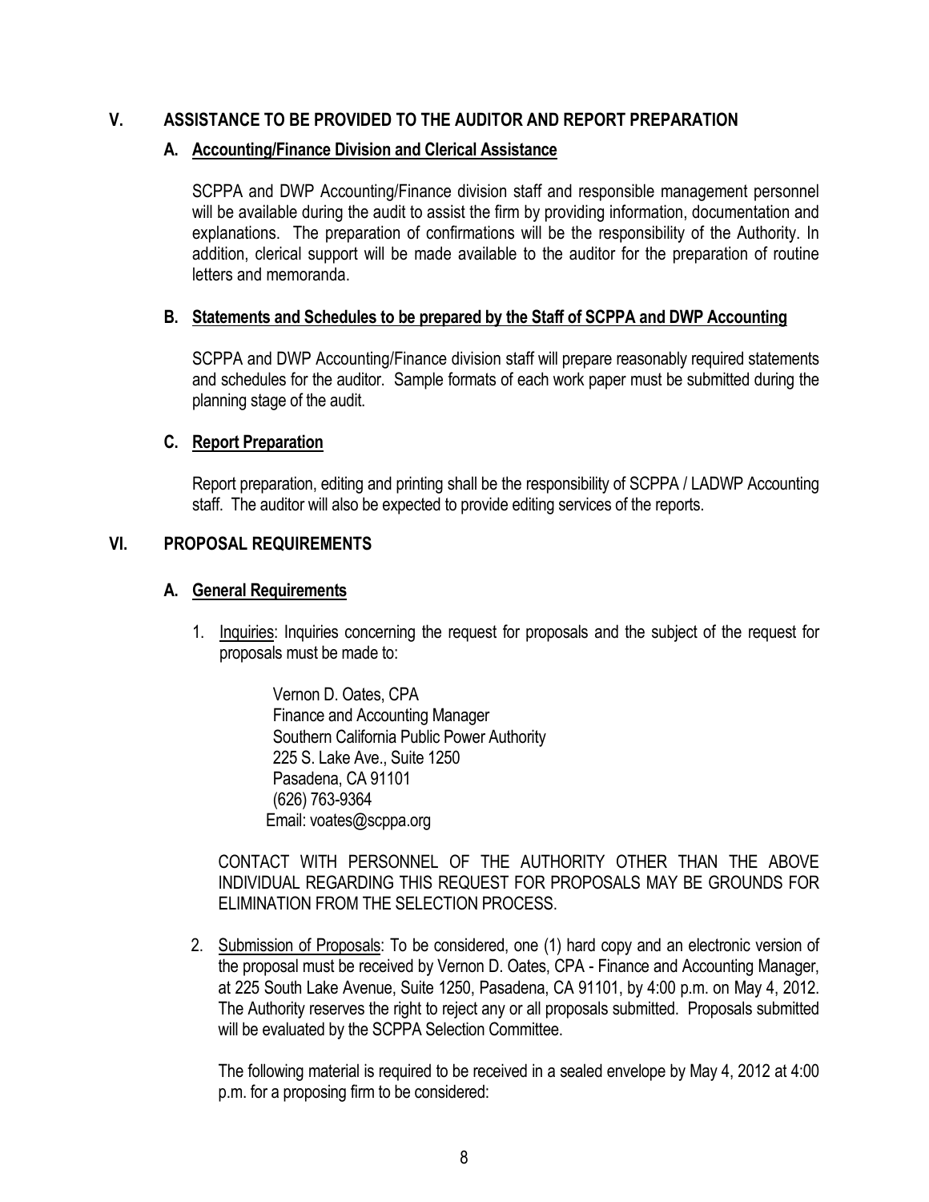## V. ASSISTANCE TO BE PROVIDED TO THE AUDITOR AND REPORT PREPARATION

### A. Accounting/Finance Division and Clerical Assistance

SCPPA and DWP Accounting/Finance division staff and responsible management personnel will be available during the audit to assist the firm by providing information, documentation and explanations. The preparation of confirmations will be the responsibility of the Authority. In addition, clerical support will be made available to the auditor for the preparation of routine letters and memoranda.

### B. Statements and Schedules to be prepared by the Staff of SCPPA and DWP Accounting

SCPPA and DWP Accounting/Finance division staff will prepare reasonably required statements and schedules for the auditor. Sample formats of each work paper must be submitted during the planning stage of the audit.

### C. Report Preparation

Report preparation, editing and printing shall be the responsibility of SCPPA / LADWP Accounting staff. The auditor will also be expected to provide editing services of the reports.

## VI. PROPOSAL REQUIREMENTS

### A. General Requirements

1. Inquiries: Inquiries concerning the request for proposals and the subject of the request for proposals must be made to:

   Vernon D. Oates, CPA
   Finance and Accounting Manager
   Southern California Public Power Authority
   225 S. Lake Ave., Suite 1250
   Pasadena, CA 91101
   (626) 763-9364
   Email: voates@scppa.org

CONTACT WITH PERSONNEL OF THE AUTHORITY OTHER THAN THE ABOVE INDIVIDUAL REGARDING THIS REQUEST FOR PROPOSALS MAY BE GROUNDS FOR ELIMINATION FROM THE SELECTION PROCESS.

2. Submission of Proposals: To be considered, one (1) hard copy and an electronic version of the proposal must be received by Vernon D. Oates, CPA - Finance and Accounting Manager, at 225 South Lake Avenue, Suite 1250, Pasadena, CA 91101, by 4:00 p.m. on May 4, 2012. The Authority reserves the right to reject any or all proposals submitted. Proposals submitted will be evaluated by the SCPPA Selection Committee.

   The following material is required to be received in a sealed envelope by May 4, 2012 at 4:00 p.m. for a proposing firm to be considered: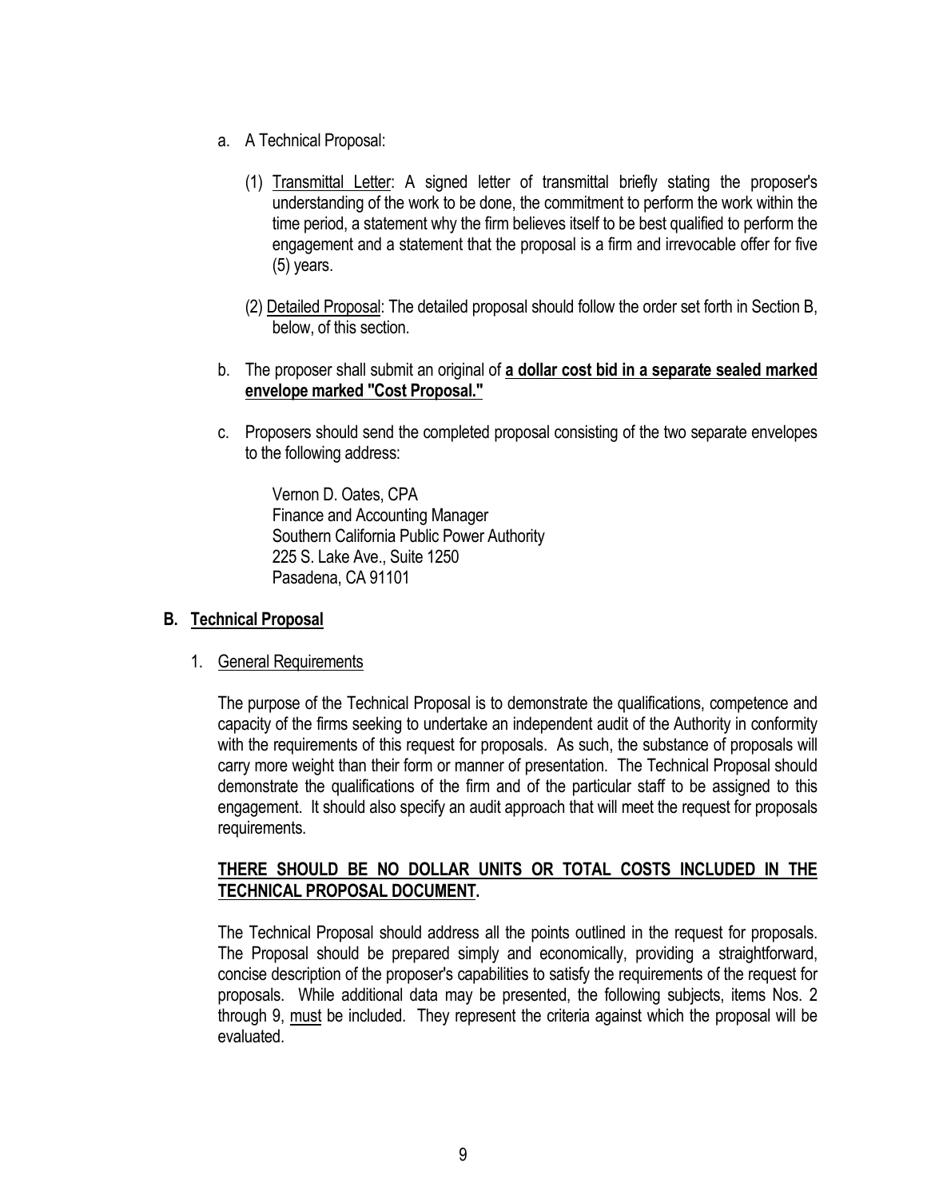a. A Technical Proposal:

   (1) Transmittal Letter: A signed letter of transmittal briefly stating the proposer's understanding of the work to be done, the commitment to perform the work within the time period, a statement why the firm believes itself to be best qualified to perform the engagement and a statement that the proposal is a firm and irrevocable offer for five (5) years.

   (2) Detailed Proposal: The detailed proposal should follow the order set forth in Section B, below, of this section.

b. The proposer shall submit an original of **a dollar cost bid in a separate sealed marked envelope marked "Cost Proposal."**

c. Proposers should send the completed proposal consisting of the two separate envelopes to the following address:

   Vernon D. Oates, CPA
   Finance and Accounting Manager
   Southern California Public Power Authority
   225 S. Lake Ave., Suite 1250
   Pasadena, CA 91101

## B. Technical Proposal

1. General Requirements

   The purpose of the Technical Proposal is to demonstrate the qualifications, competence and capacity of the firms seeking to undertake an independent audit of the Authority in conformity with the requirements of this request for proposals. As such, the substance of proposals will carry more weight than their form or manner of presentation. The Technical Proposal should demonstrate the qualifications of the firm and of the particular staff to be assigned to this engagement. It should also specify an audit approach that will meet the request for proposals requirements.

   **THERE SHOULD BE NO DOLLAR UNITS OR TOTAL COSTS INCLUDED IN THE TECHNICAL PROPOSAL DOCUMENT.**

   The Technical Proposal should address all the points outlined in the request for proposals. The Proposal should be prepared simply and economically, providing a straightforward, concise description of the proposer's capabilities to satisfy the requirements of the request for proposals. While additional data may be presented, the following subjects, items Nos. 2 through 9, must be included. They represent the criteria against which the proposal will be evaluated.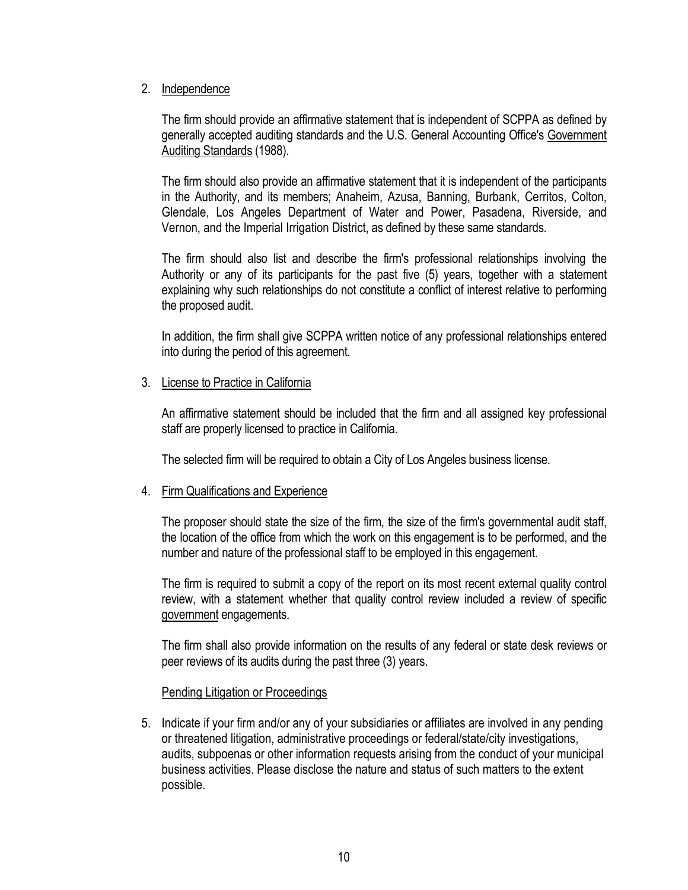2. Independence

   The firm should provide an affirmative statement that is independent of SCPPA as defined by generally accepted auditing standards and the U.S. General Accounting Office's Government Auditing Standards (1988).

   The firm should also provide an affirmative statement that it is independent of the participants in the Authority, and its members; Anaheim, Azusa, Banning, Burbank, Cerritos, Colton, Glendale, Los Angeles Department of Water and Power, Pasadena, Riverside, and Vernon, and the Imperial Irrigation District, as defined by these same standards.

   The firm should also list and describe the firm's professional relationships involving the Authority or any of its participants for the past five (5) years, together with a statement explaining why such relationships do not constitute a conflict of interest relative to performing the proposed audit.

   In addition, the firm shall give SCPPA written notice of any professional relationships entered into during the period of this agreement.

3. License to Practice in California

   An affirmative statement should be included that the firm and all assigned key professional staff are properly licensed to practice in California.

   The selected firm will be required to obtain a City of Los Angeles business license.

4. Firm Qualifications and Experience

   The proposer should state the size of the firm, the size of the firm's governmental audit staff, the location of the office from which the work on this engagement is to be performed, and the number and nature of the professional staff to be employed in this engagement.

   The firm is required to submit a copy of the report on its most recent external quality control review, with a statement whether that quality control review included a review of specific government engagements.

   The firm shall also provide information on the results of any federal or state desk reviews or peer reviews of its audits during the past three (3) years.

   Pending Litigation or Proceedings

5. Indicate if your firm and/or any of your subsidiaries or affiliates are involved in any pending or threatened litigation, administrative proceedings or federal/state/city investigations, audits, subpoenas or other information requests arising from the conduct of your municipal business activities. Please disclose the nature and status of such matters to the extent possible.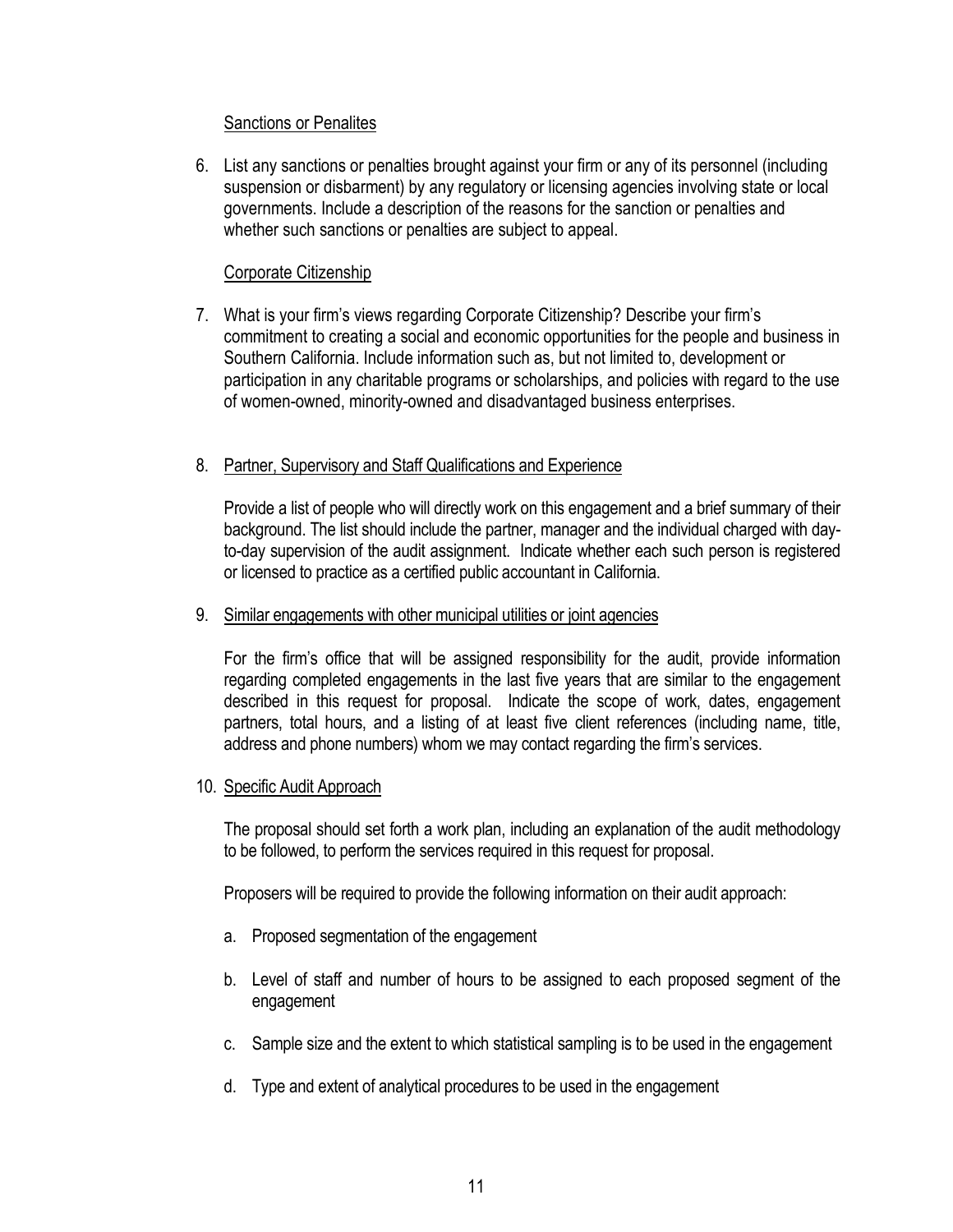Sanctions or Penalites

6. List any sanctions or penalties brought against your firm or any of its personnel (including suspension or disbarment) by any regulatory or licensing agencies involving state or local governments. Include a description of the reasons for the sanction or penalties and whether such sanctions or penalties are subject to appeal.

Corporate Citizenship

7. What is your firm's views regarding Corporate Citizenship? Describe your firm's commitment to creating a social and economic opportunities for the people and business in Southern California. Include information such as, but not limited to, development or participation in any charitable programs or scholarships, and policies with regard to the use of women-owned, minority-owned and disadvantaged business enterprises.

8. Partner, Supervisory and Staff Qualifications and Experience

   Provide a list of people who will directly work on this engagement and a brief summary of their background. The list should include the partner, manager and the individual charged with day-to-day supervision of the audit assignment. Indicate whether each such person is registered or licensed to practice as a certified public accountant in California.

9. Similar engagements with other municipal utilities or joint agencies

   For the firm's office that will be assigned responsibility for the audit, provide information regarding completed engagements in the last five years that are similar to the engagement described in this request for proposal. Indicate the scope of work, dates, engagement partners, total hours, and a listing of at least five client references (including name, title, address and phone numbers) whom we may contact regarding the firm's services.

10. Specific Audit Approach

    The proposal should set forth a work plan, including an explanation of the audit methodology to be followed, to perform the services required in this request for proposal.

    Proposers will be required to provide the following information on their audit approach:

    a. Proposed segmentation of the engagement

    b. Level of staff and number of hours to be assigned to each proposed segment of the engagement

    c. Sample size and the extent to which statistical sampling is to be used in the engagement

    d. Type and extent of analytical procedures to be used in the engagement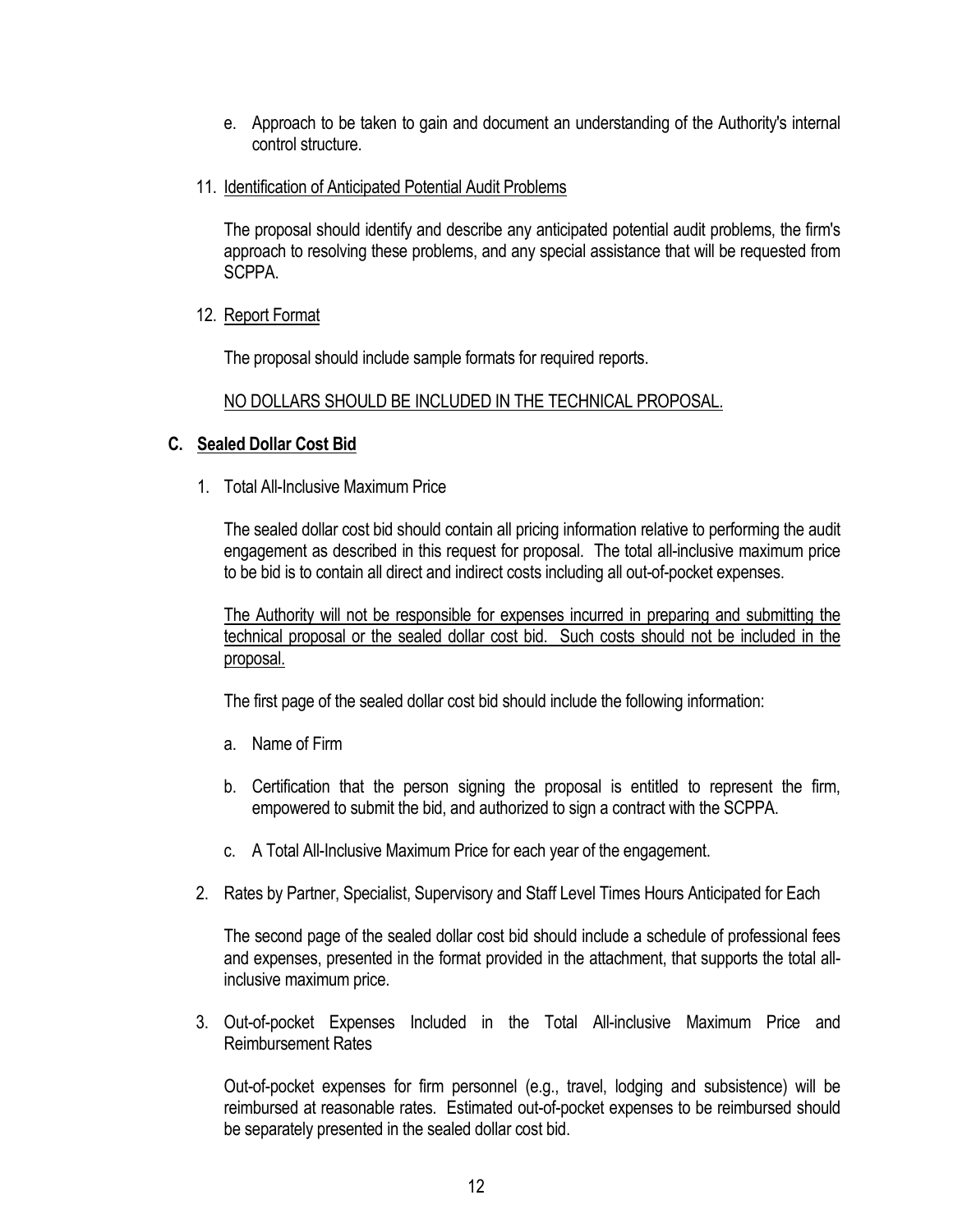e. Approach to be taken to gain and document an understanding of the Authority's internal control structure.

11. <u>Identification of Anticipated Potential Audit Problems</u>

    The proposal should identify and describe any anticipated potential audit problems, the firm's approach to resolving these problems, and any special assistance that will be requested from SCPPA.

12. <u>Report Format</u>

    The proposal should include sample formats for required reports.

    <u>NO DOLLARS SHOULD BE INCLUDED IN THE TECHNICAL PROPOSAL.</u>

### C. <u>Sealed Dollar Cost Bid</u>

1. Total All-Inclusive Maximum Price

   The sealed dollar cost bid should contain all pricing information relative to performing the audit engagement as described in this request for proposal. The total all-inclusive maximum price to be bid is to contain all direct and indirect costs including all out-of-pocket expenses.

   <u>The Authority will not be responsible for expenses incurred in preparing and submitting the technical proposal or the sealed dollar cost bid. Such costs should not be included in the proposal.</u>

   The first page of the sealed dollar cost bid should include the following information:

   a. Name of Firm

   b. Certification that the person signing the proposal is entitled to represent the firm, empowered to submit the bid, and authorized to sign a contract with the SCPPA.

   c. A Total All-Inclusive Maximum Price for each year of the engagement.

2. Rates by Partner, Specialist, Supervisory and Staff Level Times Hours Anticipated for Each

   The second page of the sealed dollar cost bid should include a schedule of professional fees and expenses, presented in the format provided in the attachment, that supports the total all-inclusive maximum price.

3. Out-of-pocket Expenses Included in the Total All-inclusive Maximum Price and Reimbursement Rates

   Out-of-pocket expenses for firm personnel (e.g., travel, lodging and subsistence) will be reimbursed at reasonable rates. Estimated out-of-pocket expenses to be reimbursed should be separately presented in the sealed dollar cost bid.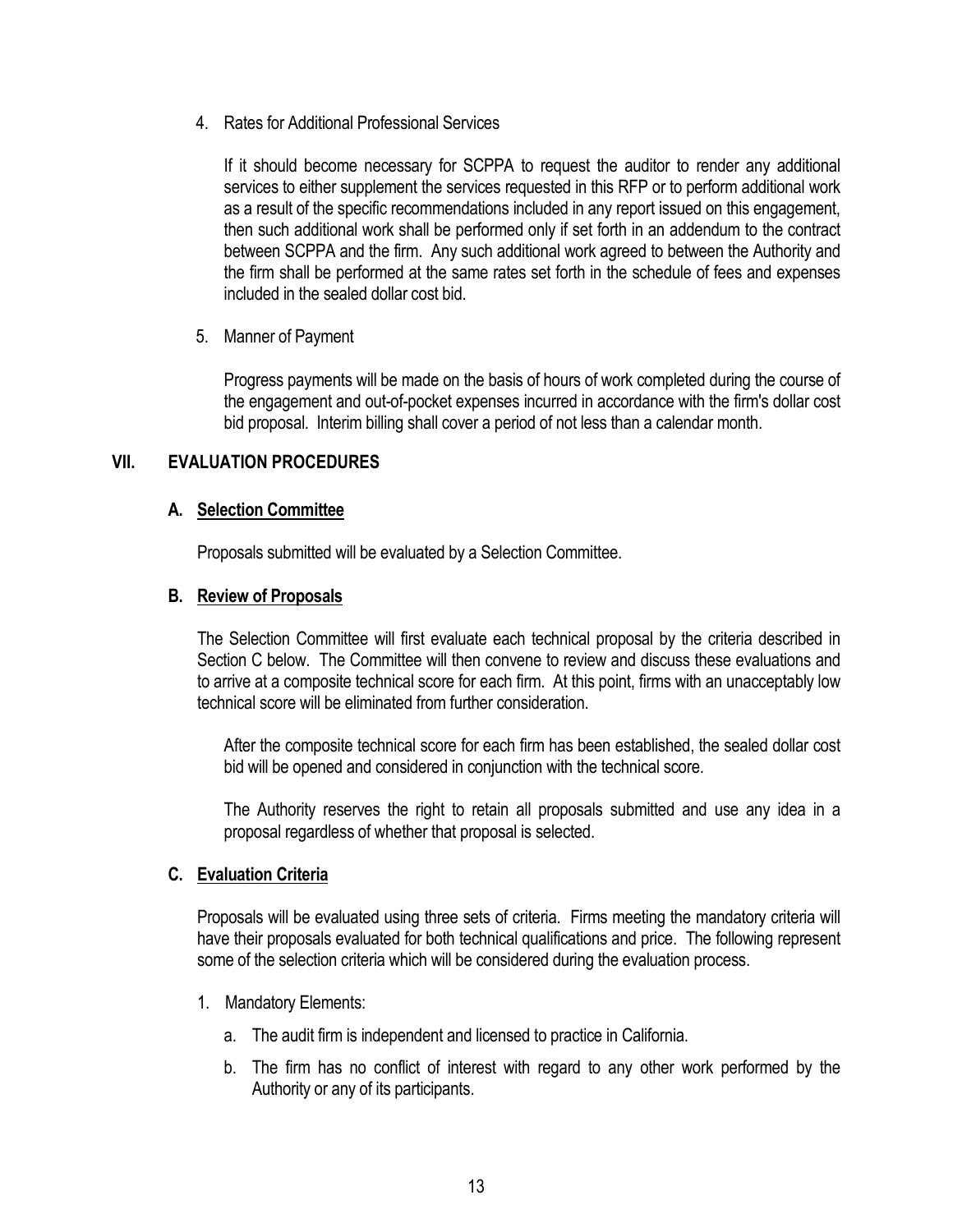4. Rates for Additional Professional Services

   If it should become necessary for SCPPA to request the auditor to render any additional services to either supplement the services requested in this RFP or to perform additional work as a result of the specific recommendations included in any report issued on this engagement, then such additional work shall be performed only if set forth in an addendum to the contract between SCPPA and the firm. Any such additional work agreed to between the Authority and the firm shall be performed at the same rates set forth in the schedule of fees and expenses included in the sealed dollar cost bid.

5. Manner of Payment

   Progress payments will be made on the basis of hours of work completed during the course of the engagement and out-of-pocket expenses incurred in accordance with the firm's dollar cost bid proposal. Interim billing shall cover a period of not less than a calendar month.

## VII. EVALUATION PROCEDURES

### A. Selection Committee

Proposals submitted will be evaluated by a Selection Committee.

### B. Review of Proposals

The Selection Committee will first evaluate each technical proposal by the criteria described in Section C below. The Committee will then convene to review and discuss these evaluations and to arrive at a composite technical score for each firm. At this point, firms with an unacceptably low technical score will be eliminated from further consideration.

After the composite technical score for each firm has been established, the sealed dollar cost bid will be opened and considered in conjunction with the technical score.

The Authority reserves the right to retain all proposals submitted and use any idea in a proposal regardless of whether that proposal is selected.

### C. Evaluation Criteria

Proposals will be evaluated using three sets of criteria. Firms meeting the mandatory criteria will have their proposals evaluated for both technical qualifications and price. The following represent some of the selection criteria which will be considered during the evaluation process.

1. Mandatory Elements:

   a. The audit firm is independent and licensed to practice in California.

   b. The firm has no conflict of interest with regard to any other work performed by the Authority or any of its participants.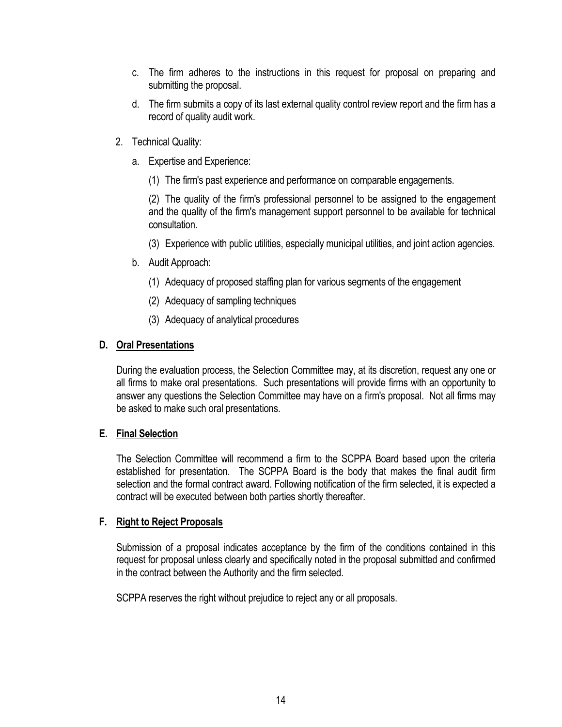c. The firm adheres to the instructions in this request for proposal on preparing and submitting the proposal.

d. The firm submits a copy of its last external quality control review report and the firm has a record of quality audit work.

2. Technical Quality:

   a. Expertise and Experience:

      (1) The firm's past experience and performance on comparable engagements.

      (2) The quality of the firm's professional personnel to be assigned to the engagement and the quality of the firm's management support personnel to be available for technical consultation.

      (3) Experience with public utilities, especially municipal utilities, and joint action agencies.

   b. Audit Approach:

      (1) Adequacy of proposed staffing plan for various segments of the engagement

      (2) Adequacy of sampling techniques

      (3) Adequacy of analytical procedures

## D. Oral Presentations

During the evaluation process, the Selection Committee may, at its discretion, request any one or all firms to make oral presentations. Such presentations will provide firms with an opportunity to answer any questions the Selection Committee may have on a firm's proposal. Not all firms may be asked to make such oral presentations.

## E. Final Selection

The Selection Committee will recommend a firm to the SCPPA Board based upon the criteria established for presentation. The SCPPA Board is the body that makes the final audit firm selection and the formal contract award. Following notification of the firm selected, it is expected a contract will be executed between both parties shortly thereafter.

## F. Right to Reject Proposals

Submission of a proposal indicates acceptance by the firm of the conditions contained in this request for proposal unless clearly and specifically noted in the proposal submitted and confirmed in the contract between the Authority and the firm selected.

SCPPA reserves the right without prejudice to reject any or all proposals.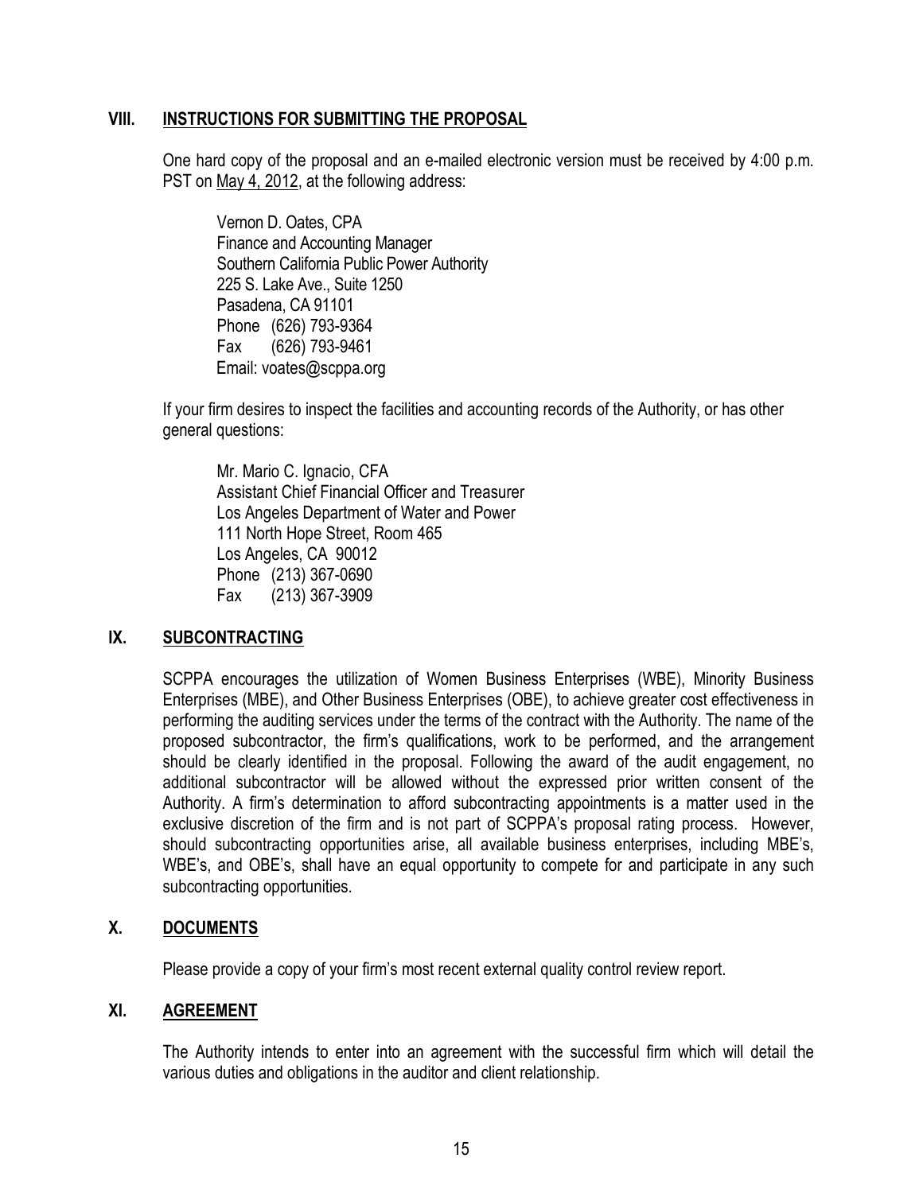## VIII. INSTRUCTIONS FOR SUBMITTING THE PROPOSAL

One hard copy of the proposal and an e-mailed electronic version must be received by 4:00 p.m. PST on May 4, 2012, at the following address:

Vernon D. Oates, CPA
Finance and Accounting Manager
Southern California Public Power Authority
225 S. Lake Ave., Suite 1250
Pasadena, CA 91101
Phone (626) 793-9364
Fax (626) 793-9461
Email: voates@scppa.org

If your firm desires to inspect the facilities and accounting records of the Authority, or has other general questions:

Mr. Mario C. Ignacio, CFA
Assistant Chief Financial Officer and Treasurer
Los Angeles Department of Water and Power
111 North Hope Street, Room 465
Los Angeles, CA 90012
Phone (213) 367-0690
Fax (213) 367-3909

## IX. SUBCONTRACTING

SCPPA encourages the utilization of Women Business Enterprises (WBE), Minority Business Enterprises (MBE), and Other Business Enterprises (OBE), to achieve greater cost effectiveness in performing the auditing services under the terms of the contract with the Authority. The name of the proposed subcontractor, the firm's qualifications, work to be performed, and the arrangement should be clearly identified in the proposal. Following the award of the audit engagement, no additional subcontractor will be allowed without the expressed prior written consent of the Authority. A firm's determination to afford subcontracting appointments is a matter used in the exclusive discretion of the firm and is not part of SCPPA's proposal rating process. However, should subcontracting opportunities arise, all available business enterprises, including MBE's, WBE's, and OBE's, shall have an equal opportunity to compete for and participate in any such subcontracting opportunities.

## X. DOCUMENTS

Please provide a copy of your firm's most recent external quality control review report.

## XI. AGREEMENT

The Authority intends to enter into an agreement with the successful firm which will detail the various duties and obligations in the auditor and client relationship.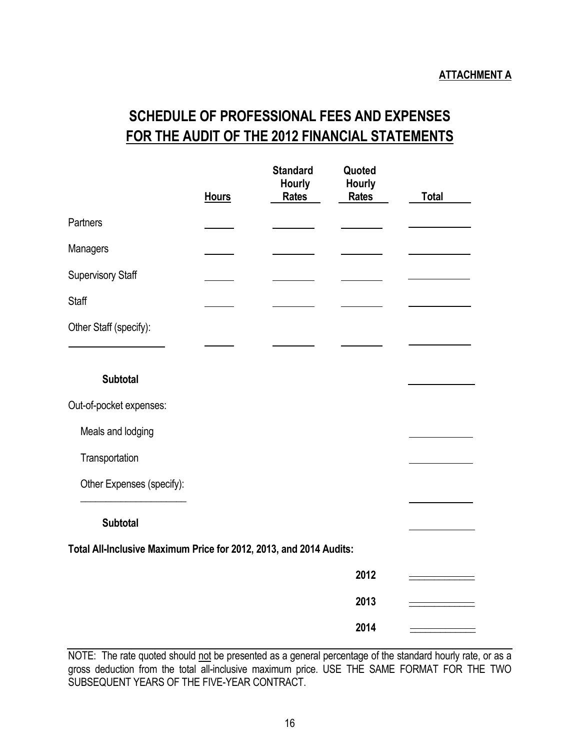**ATTACHMENT A**

# SCHEDULE OF PROFESSIONAL FEES AND EXPENSES FOR THE AUDIT OF THE 2012 FINANCIAL STATEMENTS

| | Hours | Standard Hourly Rates | Quoted Hourly Rates | Total |
|---|---|---|---|---|
| Partners | | | | |
| Managers | | | | |
| Supervisory Staff | | | | |
| Staff | | | | |
| Other Staff (specify): | | | | |
| | | | | |
| **Subtotal** | | | | |
| Out-of-pocket expenses: | | | | |
| Meals and lodging | | | | |
| Transportation | | | | |
| Other Expenses (specify): | | | | |
| **Subtotal** | | | | |
| **Total All-Inclusive Maximum Price for 2012, 2013, and 2014 Audits:** | | | | |
| | | | **2012** | |
| | | | **2013** | |
| | | | **2014** | |

NOTE: The rate quoted should not be presented as a general percentage of the standard hourly rate, or as a gross deduction from the total all-inclusive maximum price. USE THE SAME FORMAT FOR THE TWO SUBSEQUENT YEARS OF THE FIVE-YEAR CONTRACT.